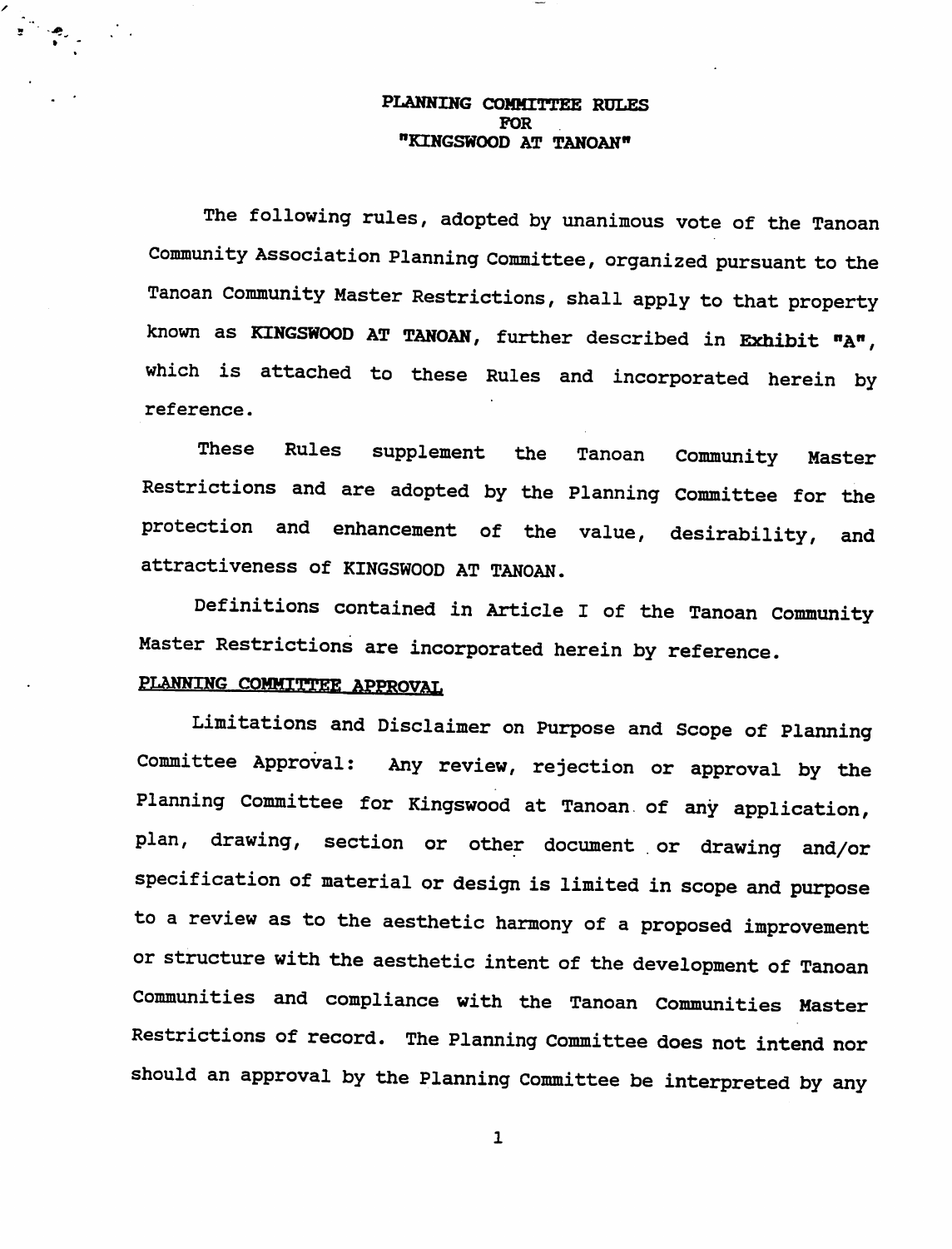# PLANNING COMMITTEE RULES
# FOR
# "KINGSWOOD AT TANOAN"

The following rules, adopted by unanimous vote of the Tanoan Community Association Planning Committee, organized pursuant to the Tanoan Community Master Restrictions, shall apply to that property known as **KINGSWOOD AT TANOAN**, further described in **Exhibit "A"**, which is attached to these Rules and incorporated herein by reference.

These Rules supplement the Tanoan Community Master Restrictions and are adopted by the Planning Committee for the protection and enhancement of the value, desirability, and attractiveness of KINGSWOOD AT TANOAN.

Definitions contained in Article I of the Tanoan Community Master Restrictions are incorporated herein by reference.

## PLANNING COMMITTEE APPROVAL

Limitations and Disclaimer on Purpose and Scope of Planning Committee Approval: Any review, rejection or approval by the Planning Committee for Kingswood at Tanoan of any application, plan, drawing, section or other document or drawing and/or specification of material or design is limited in scope and purpose to a review as to the aesthetic harmony of a proposed improvement or structure with the aesthetic intent of the development of Tanoan Communities and compliance with the Tanoan Communities Master Restrictions of record. The Planning Committee does not intend nor should an approval by the Planning Committee be interpreted by any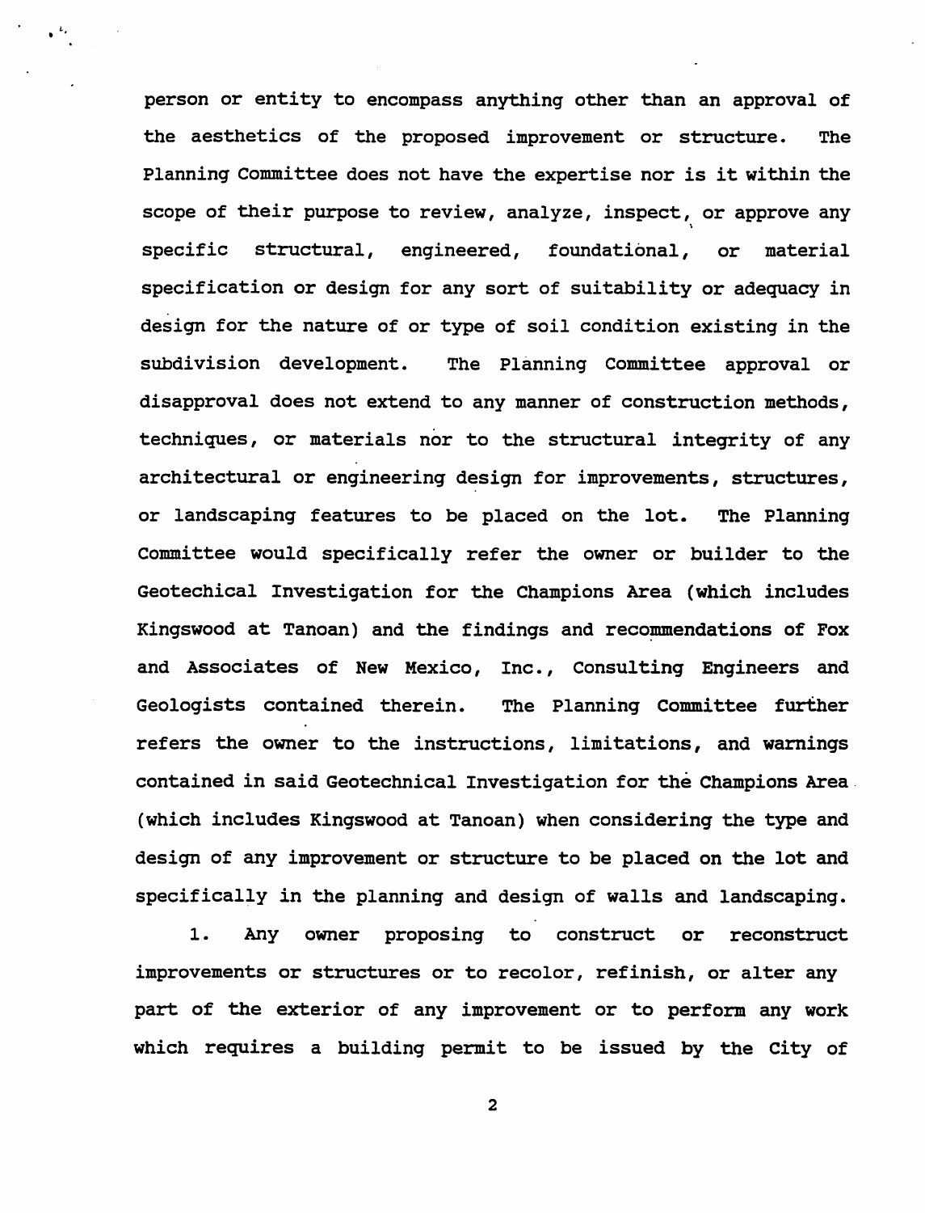person or entity to encompass anything other than an approval of the aesthetics of the proposed improvement or structure. The Planning Committee does not have the expertise nor is it within the scope of their purpose to review, analyze, inspect, or approve any specific structural, engineered, foundational, or material specification or design for any sort of suitability or adequacy in design for the nature of or type of soil condition existing in the subdivision development. The Planning Committee approval or disapproval does not extend to any manner of construction methods, techniques, or materials nor to the structural integrity of any architectural or engineering design for improvements, structures, or landscaping features to be placed on the lot. The Planning Committee would specifically refer the owner or builder to the Geotechical Investigation for the Champions Area (which includes Kingswood at Tanoan) and the findings and recommendations of Fox and Associates of New Mexico, Inc., Consulting Engineers and Geologists contained therein. The Planning Committee further refers the owner to the instructions, limitations, and warnings contained in said Geotechnical Investigation for the Champions Area (which includes Kingswood at Tanoan) when considering the type and design of any improvement or structure to be placed on the lot and specifically in the planning and design of walls and landscaping.

1. Any owner proposing to construct or reconstruct improvements or structures or to recolor, refinish, or alter any part of the exterior of any improvement or to perform any work which requires a building permit to be issued by the City of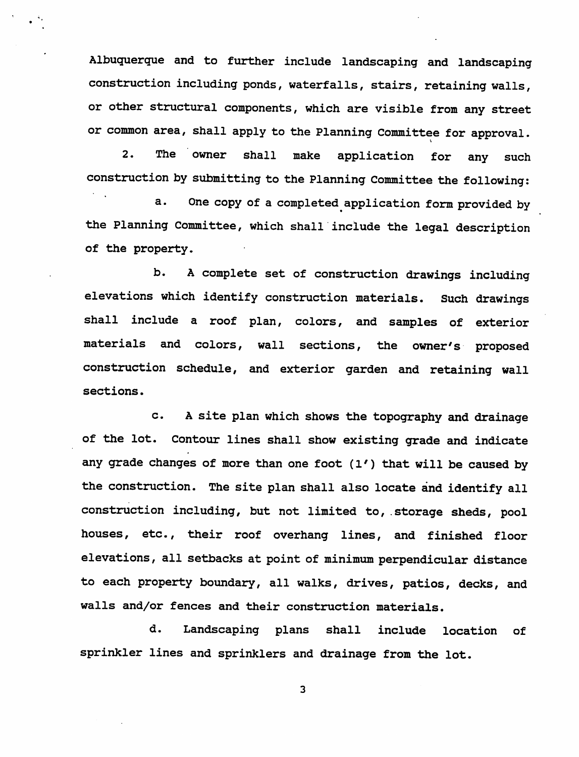Albuquerque and to further include landscaping and landscaping construction including ponds, waterfalls, stairs, retaining walls, or other structural components, which are visible from any street or common area, shall apply to the Planning Committee for approval.

2. The owner shall make application for any such construction by submitting to the Planning Committee the following:

a. One copy of a completed application form provided by the Planning Committee, which shall include the legal description of the property.

b. A complete set of construction drawings including elevations which identify construction materials. Such drawings shall include a roof plan, colors, and samples of exterior materials and colors, wall sections, the owner's proposed construction schedule, and exterior garden and retaining wall sections.

c. A site plan which shows the topography and drainage of the lot. Contour lines shall show existing grade and indicate any grade changes of more than one foot (1') that will be caused by the construction. The site plan shall also locate and identify all construction including, but not limited to, storage sheds, pool houses, etc., their roof overhang lines, and finished floor elevations, all setbacks at point of minimum perpendicular distance to each property boundary, all walks, drives, patios, decks, and walls and/or fences and their construction materials.

d. Landscaping plans shall include location of sprinkler lines and sprinklers and drainage from the lot.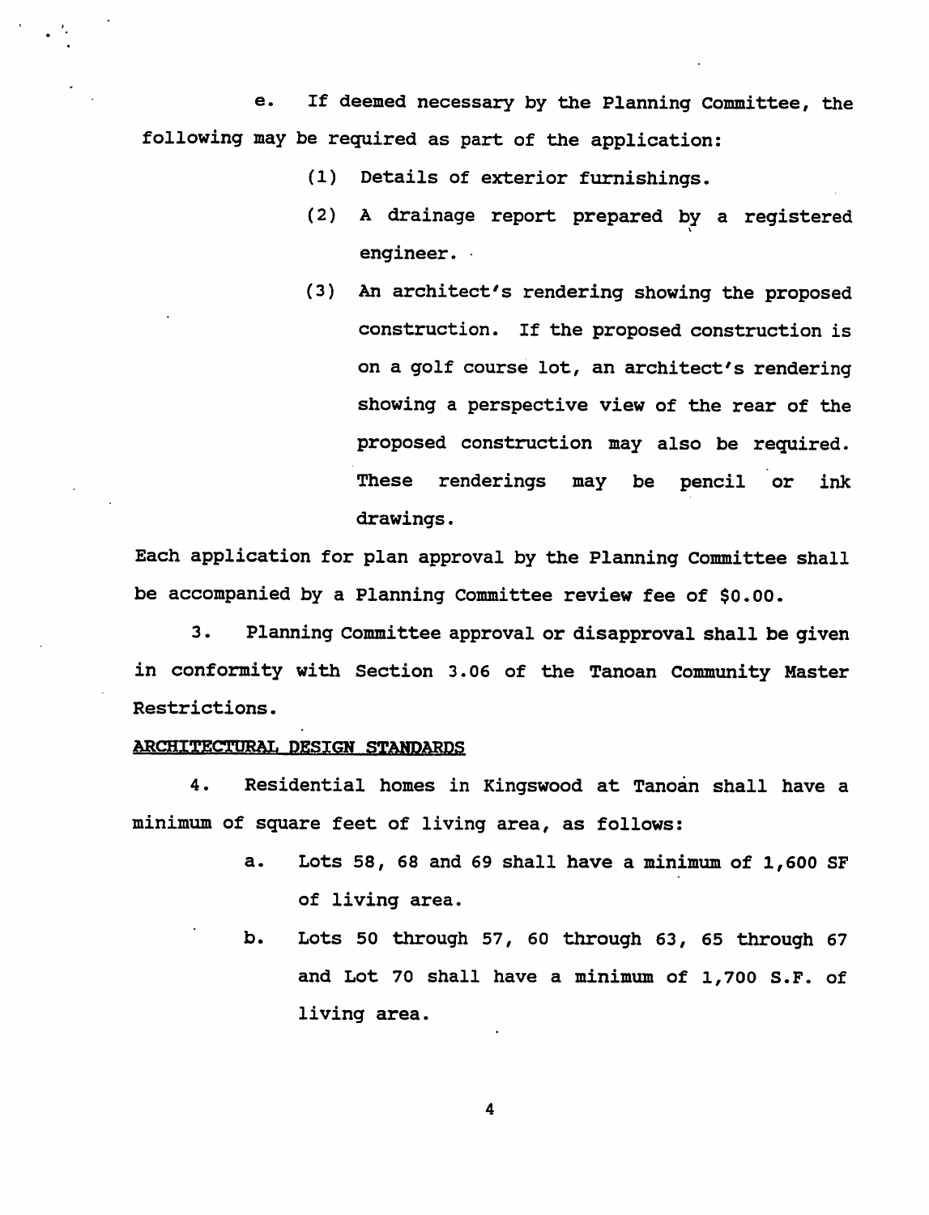e. If deemed necessary by the Planning Committee, the following may be required as part of the application:

(1) Details of exterior furnishings.

(2) A drainage report prepared by a registered engineer.

(3) An architect's rendering showing the proposed construction. If the proposed construction is on a golf course lot, an architect's rendering showing a perspective view of the rear of the proposed construction may also be required. These renderings may be pencil or ink drawings.

Each application for plan approval by the Planning Committee shall be accompanied by a Planning Committee review fee of $0.00.

3. Planning Committee approval or disapproval shall be given in conformity with Section 3.06 of the Tanoan Community Master Restrictions.

ARCHITECTURAL DESIGN STANDARDS

4. Residential homes in Kingswood at Tanoan shall have a minimum of square feet of living area, as follows:

a. Lots 58, 68 and 69 shall have a minimum of 1,600 SF of living area.

b. Lots 50 through 57, 60 through 63, 65 through 67 and Lot 70 shall have a minimum of 1,700 S.F. of living area.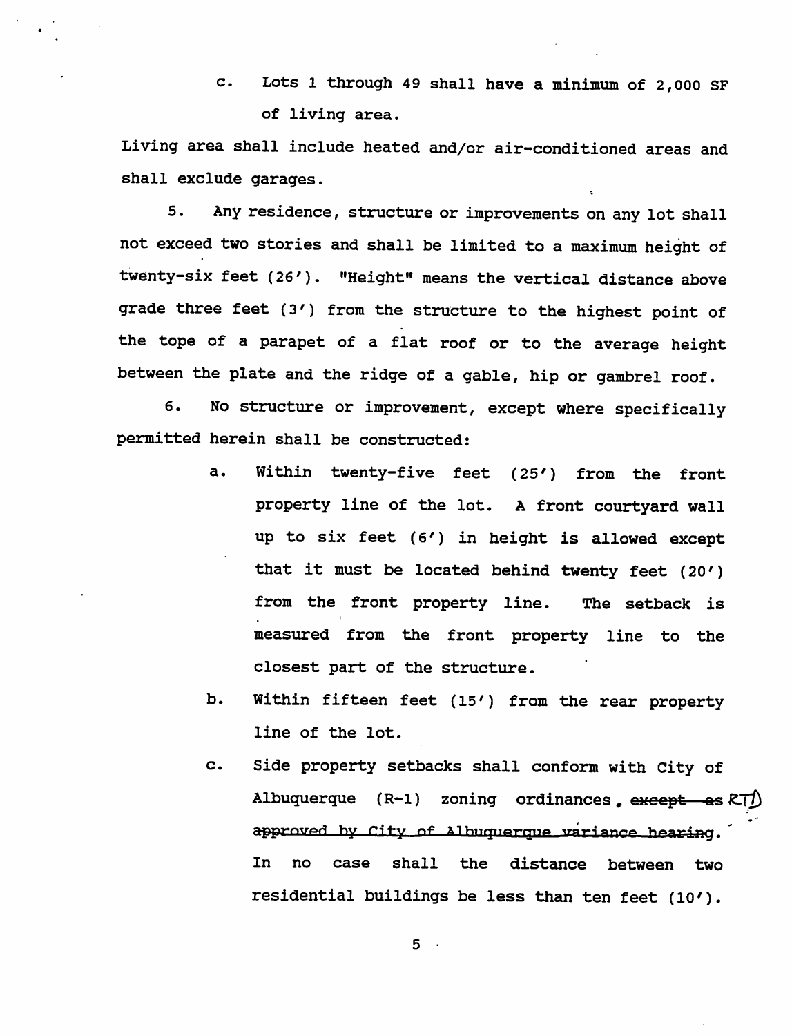c. Lots 1 through 49 shall have a minimum of 2,000 SF of living area.

Living area shall include heated and/or air-conditioned areas and shall exclude garages.

5. Any residence, structure or improvements on any lot shall not exceed two stories and shall be limited to a maximum height of twenty-six feet (26'). "Height" means the vertical distance above grade three feet (3') from the structure to the highest point of the tope of a parapet of a flat roof or to the average height between the plate and the ridge of a gable, hip or gambrel roof.

6. No structure or improvement, except where specifically permitted herein shall be constructed:

a. Within twenty-five feet (25') from the front property line of the lot. A front courtyard wall up to six feet (6') in height is allowed except that it must be located behind twenty feet (20') from the front property line. The setback is measured from the front property line to the closest part of the structure.

b. Within fifteen feet (15') from the rear property line of the lot.

c. Side property setbacks shall conform with City of Albuquerque (R-1) zoning ordinances. ~~except as approved by City of Albuquerque variance hearing~~ RTD. In no case shall the distance between two residential buildings be less than ten feet (10').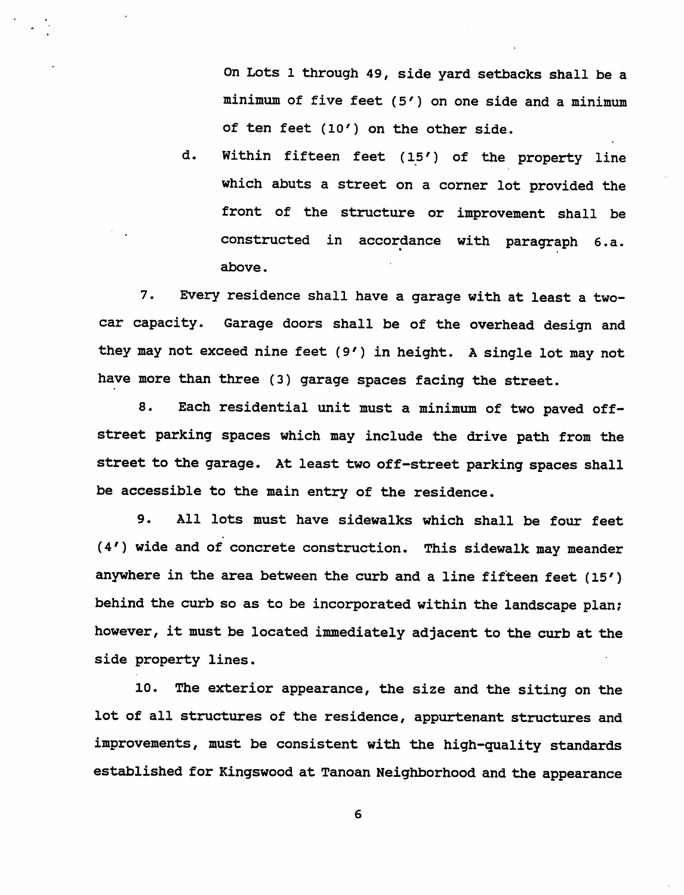On Lots 1 through 49, side yard setbacks shall be a minimum of five feet (5′) on one side and a minimum of ten feet (10′) on the other side.

d. Within fifteen feet (15′) of the property line which abuts a street on a corner lot provided the front of the structure or improvement shall be constructed in accordance with paragraph 6.a. above.

7. Every residence shall have a garage with at least a two-car capacity. Garage doors shall be of the overhead design and they may not exceed nine feet (9′) in height. A single lot may not have more than three (3) garage spaces facing the street.

8. Each residential unit must a minimum of two paved off-street parking spaces which may include the drive path from the street to the garage. At least two off-street parking spaces shall be accessible to the main entry of the residence.

9. All lots must have sidewalks which shall be four feet (4′) wide and of concrete construction. This sidewalk may meander anywhere in the area between the curb and a line fifteen feet (15′) behind the curb so as to be incorporated within the landscape plan; however, it must be located immediately adjacent to the curb at the side property lines.

10. The exterior appearance, the size and the siting on the lot of all structures of the residence, appurtenant structures and improvements, must be consistent with the high-quality standards established for Kingswood at Tanoan Neighborhood and the appearance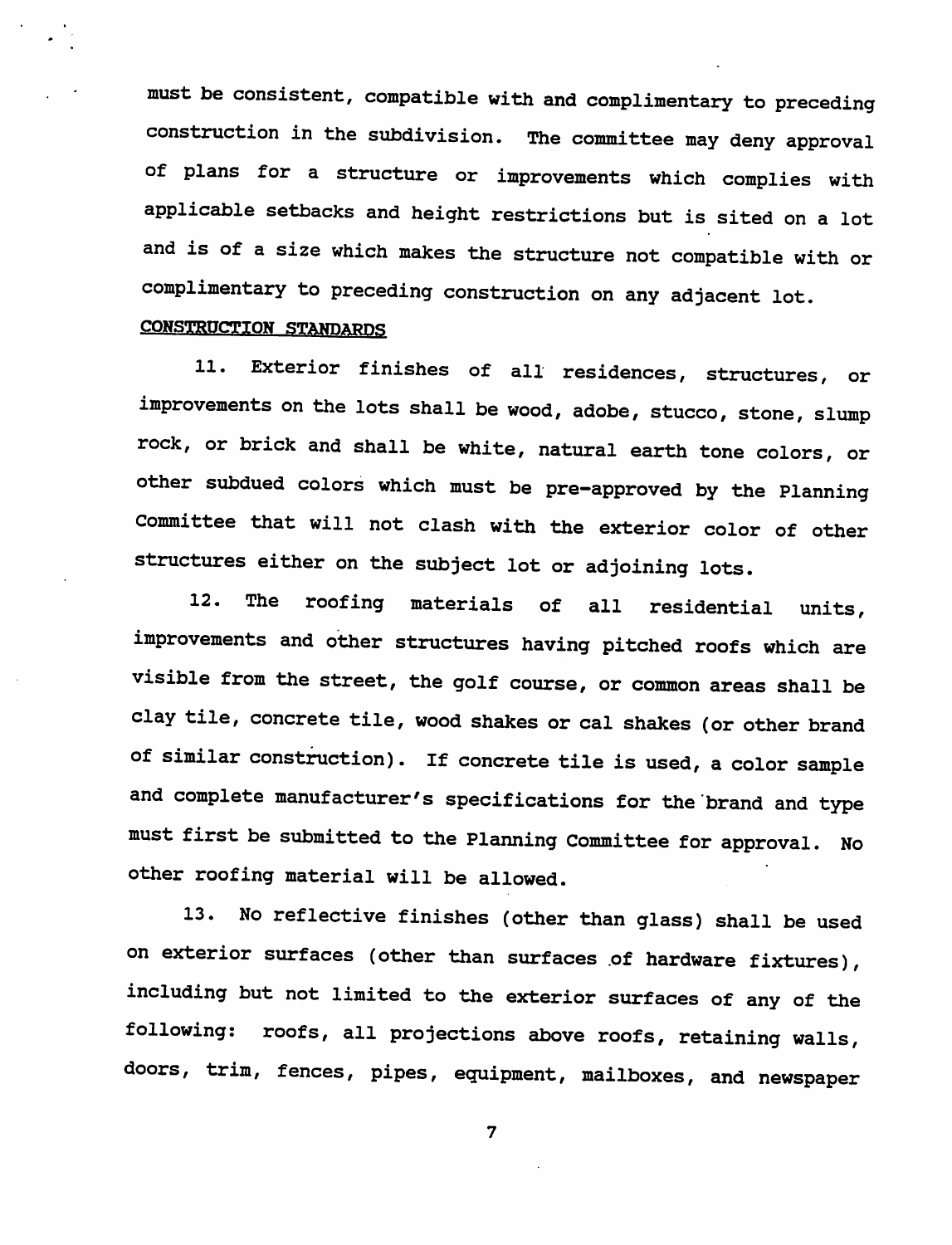must be consistent, compatible with and complimentary to preceding construction in the subdivision. The committee may deny approval of plans for a structure or improvements which complies with applicable setbacks and height restrictions but is sited on a lot and is of a size which makes the structure not compatible with or complimentary to preceding construction on any adjacent lot.

## CONSTRUCTION STANDARDS

11. Exterior finishes of all residences, structures, or improvements on the lots shall be wood, adobe, stucco, stone, slump rock, or brick and shall be white, natural earth tone colors, or other subdued colors which must be pre-approved by the Planning Committee that will not clash with the exterior color of other structures either on the subject lot or adjoining lots.

12. The roofing materials of all residential units, improvements and other structures having pitched roofs which are visible from the street, the golf course, or common areas shall be clay tile, concrete tile, wood shakes or cal shakes (or other brand of similar construction). If concrete tile is used, a color sample and complete manufacturer's specifications for the brand and type must first be submitted to the Planning Committee for approval. No other roofing material will be allowed.

13. No reflective finishes (other than glass) shall be used on exterior surfaces (other than surfaces of hardware fixtures), including but not limited to the exterior surfaces of any of the following: roofs, all projections above roofs, retaining walls, doors, trim, fences, pipes, equipment, mailboxes, and newspaper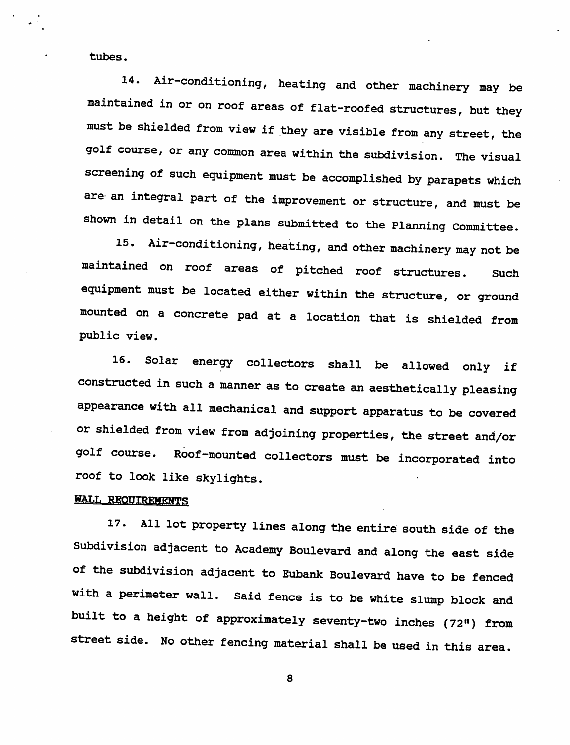tubes.

14. Air-conditioning, heating and other machinery may be maintained in or on roof areas of flat-roofed structures, but they must be shielded from view if they are visible from any street, the golf course, or any common area within the subdivision. The visual screening of such equipment must be accomplished by parapets which are an integral part of the improvement or structure, and must be shown in detail on the plans submitted to the Planning Committee.

15. Air-conditioning, heating, and other machinery may not be maintained on roof areas of pitched roof structures. Such equipment must be located either within the structure, or ground mounted on a concrete pad at a location that is shielded from public view.

16. Solar energy collectors shall be allowed only if constructed in such a manner as to create an aesthetically pleasing appearance with all mechanical and support apparatus to be covered or shielded from view from adjoining properties, the street and/or golf course. Roof-mounted collectors must be incorporated into roof to look like skylights.

**WALL REQUIREMENTS**

17. All lot property lines along the entire south side of the Subdivision adjacent to Academy Boulevard and along the east side of the subdivision adjacent to Eubank Boulevard have to be fenced with a perimeter wall. Said fence is to be white slump block and built to a height of approximately seventy-two inches (72") from street side. No other fencing material shall be used in this area.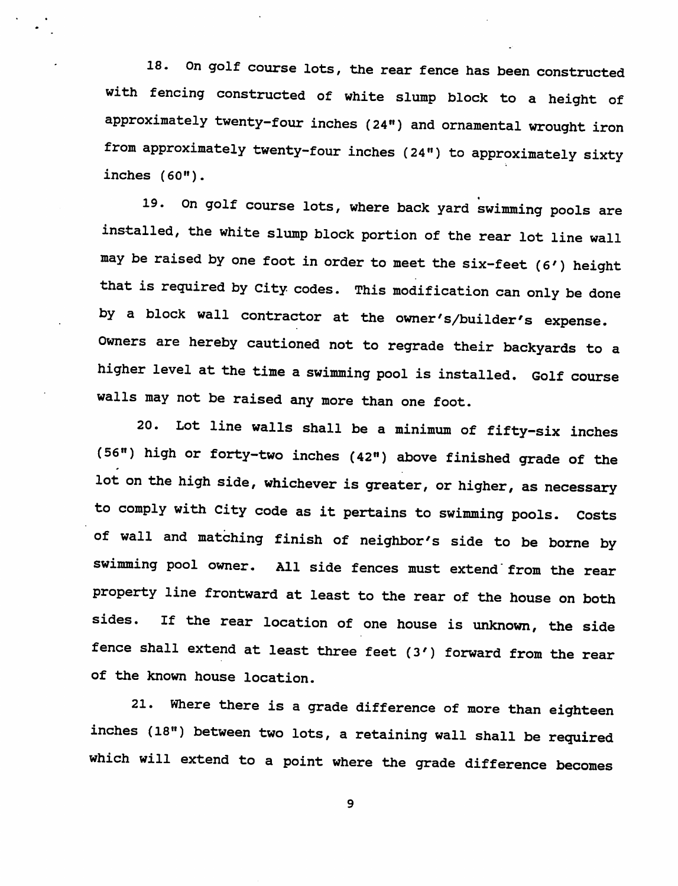18. On golf course lots, the rear fence has been constructed with fencing constructed of white slump block to a height of approximately twenty-four inches (24") and ornamental wrought iron from approximately twenty-four inches (24") to approximately sixty inches (60").

19. On golf course lots, where back yard swimming pools are installed, the white slump block portion of the rear lot line wall may be raised by one foot in order to meet the six-feet (6') height that is required by City codes. This modification can only be done by a block wall contractor at the owner's/builder's expense. Owners are hereby cautioned not to regrade their backyards to a higher level at the time a swimming pool is installed. Golf course walls may not be raised any more than one foot.

20. Lot line walls shall be a minimum of fifty-six inches (56") high or forty-two inches (42") above finished grade of the lot on the high side, whichever is greater, or higher, as necessary to comply with City code as it pertains to swimming pools. Costs of wall and matching finish of neighbor's side to be borne by swimming pool owner. All side fences must extend from the rear property line frontward at least to the rear of the house on both sides. If the rear location of one house is unknown, the side fence shall extend at least three feet (3') forward from the rear of the known house location.

21. Where there is a grade difference of more than eighteen inches (18") between two lots, a retaining wall shall be required which will extend to a point where the grade difference becomes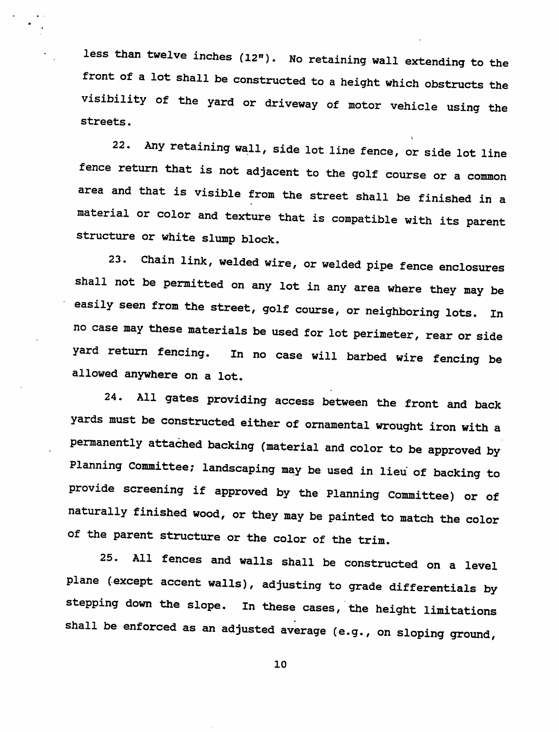less than twelve inches (12"). No retaining wall extending to the front of a lot shall be constructed to a height which obstructs the visibility of the yard or driveway of motor vehicle using the streets.

22. Any retaining wall, side lot line fence, or side lot line fence return that is not adjacent to the golf course or a common area and that is visible from the street shall be finished in a material or color and texture that is compatible with its parent structure or white slump block.

23. Chain link, welded wire, or welded pipe fence enclosures shall not be permitted on any lot in any area where they may be easily seen from the street, golf course, or neighboring lots. In no case may these materials be used for lot perimeter, rear or side yard return fencing. In no case will barbed wire fencing be allowed anywhere on a lot.

24. All gates providing access between the front and back yards must be constructed either of ornamental wrought iron with a permanently attached backing (material and color to be approved by Planning Committee; landscaping may be used in lieu of backing to provide screening if approved by the Planning Committee) or of naturally finished wood, or they may be painted to match the color of the parent structure or the color of the trim.

25. All fences and walls shall be constructed on a level plane (except accent walls), adjusting to grade differentials by stepping down the slope. In these cases, the height limitations shall be enforced as an adjusted average (e.g., on sloping ground,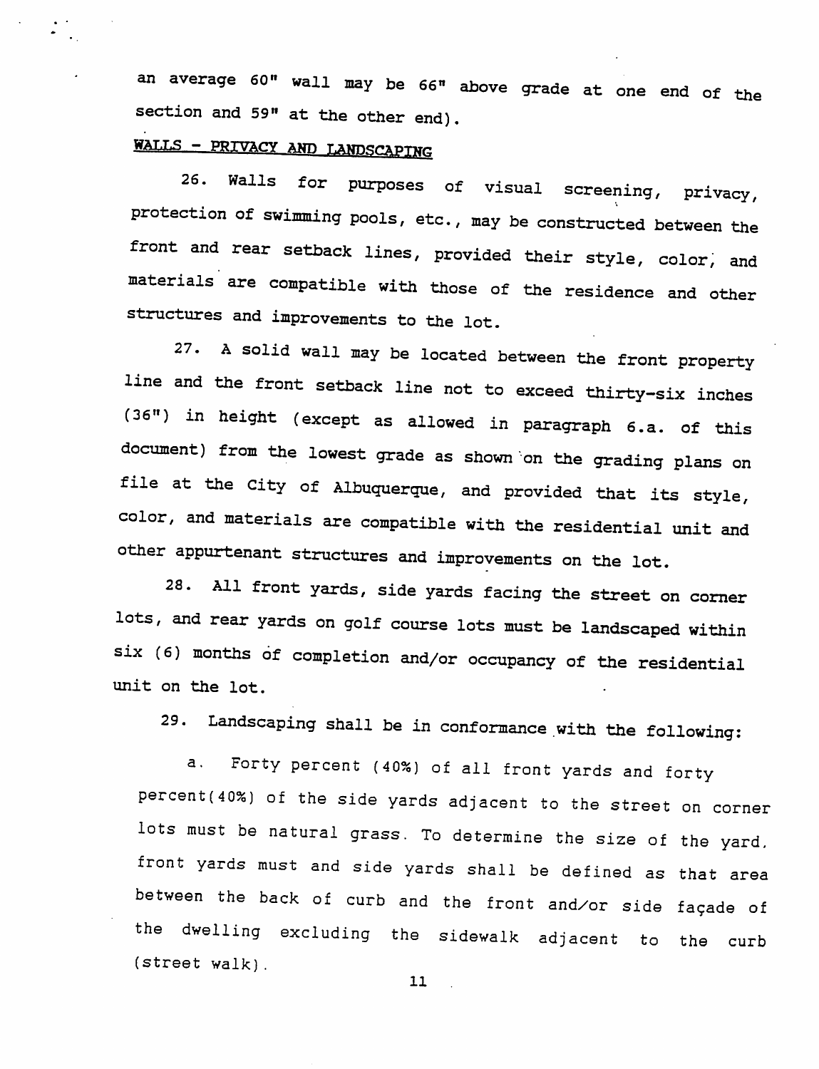an average 60" wall may be 66" above grade at one end of the section and 59" at the other end).

**WALLS - PRIVACY AND LANDSCAPING**

26. Walls for purposes of visual screening, privacy, protection of swimming pools, etc., may be constructed between the front and rear setback lines, provided their style, color, and materials are compatible with those of the residence and other structures and improvements to the lot.

27. A solid wall may be located between the front property line and the front setback line not to exceed thirty-six inches (36") in height (except as allowed in paragraph 6.a. of this document) from the lowest grade as shown on the grading plans on file at the City of Albuquerque, and provided that its style, color, and materials are compatible with the residential unit and other appurtenant structures and improvements on the lot.

28. All front yards, side yards facing the street on corner lots, and rear yards on golf course lots must be landscaped within six (6) months of completion and/or occupancy of the residential unit on the lot.

29. Landscaping shall be in conformance with the following:

a. Forty percent (40%) of all front yards and forty percent(40%) of the side yards adjacent to the street on corner lots must be natural grass. To determine the size of the yard, front yards must and side yards shall be defined as that area between the back of curb and the front and/or side façade of the dwelling excluding the sidewalk adjacent to the curb (street walk).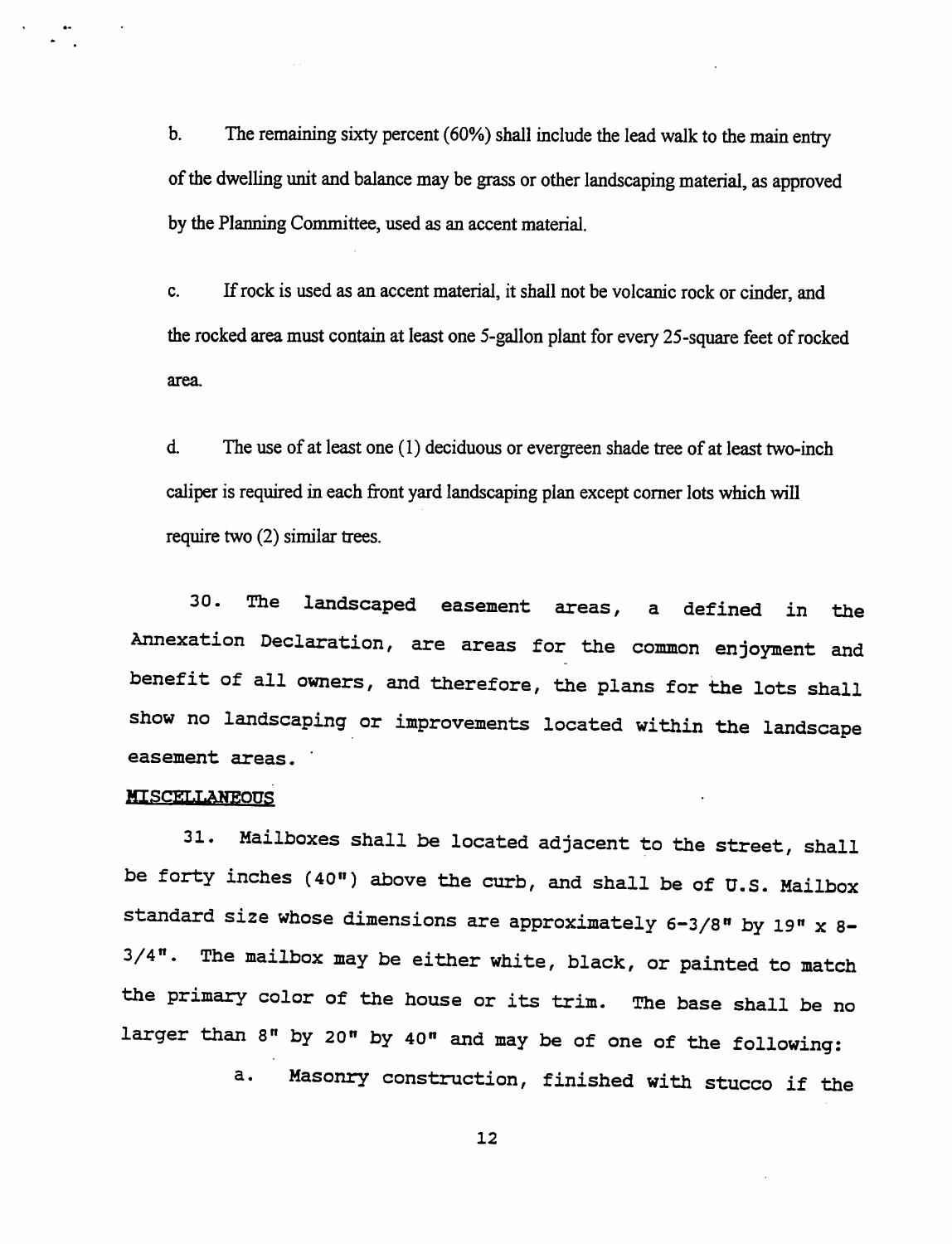b. The remaining sixty percent (60%) shall include the lead walk to the main entry of the dwelling unit and balance may be grass or other landscaping material, as approved by the Planning Committee, used as an accent material.

c. If rock is used as an accent material, it shall not be volcanic rock or cinder, and the rocked area must contain at least one 5-gallon plant for every 25-square feet of rocked area.

d. The use of at least one (1) deciduous or evergreen shade tree of at least two-inch caliper is required in each front yard landscaping plan except corner lots which will require two (2) similar trees.

30. The landscaped easement areas, a defined in the Annexation Declaration, are areas for the common enjoyment and benefit of all owners, and therefore, the plans for the lots shall show no landscaping or improvements located within the landscape easement areas.

**MISCELLANEOUS**

31. Mailboxes shall be located adjacent to the street, shall be forty inches (40") above the curb, and shall be of U.S. Mailbox standard size whose dimensions are approximately 6-3/8" by 19" x 8-3/4". The mailbox may be either white, black, or painted to match the primary color of the house or its trim. The base shall be no larger than 8" by 20" by 40" and may be of one of the following:

a. Masonry construction, finished with stucco if the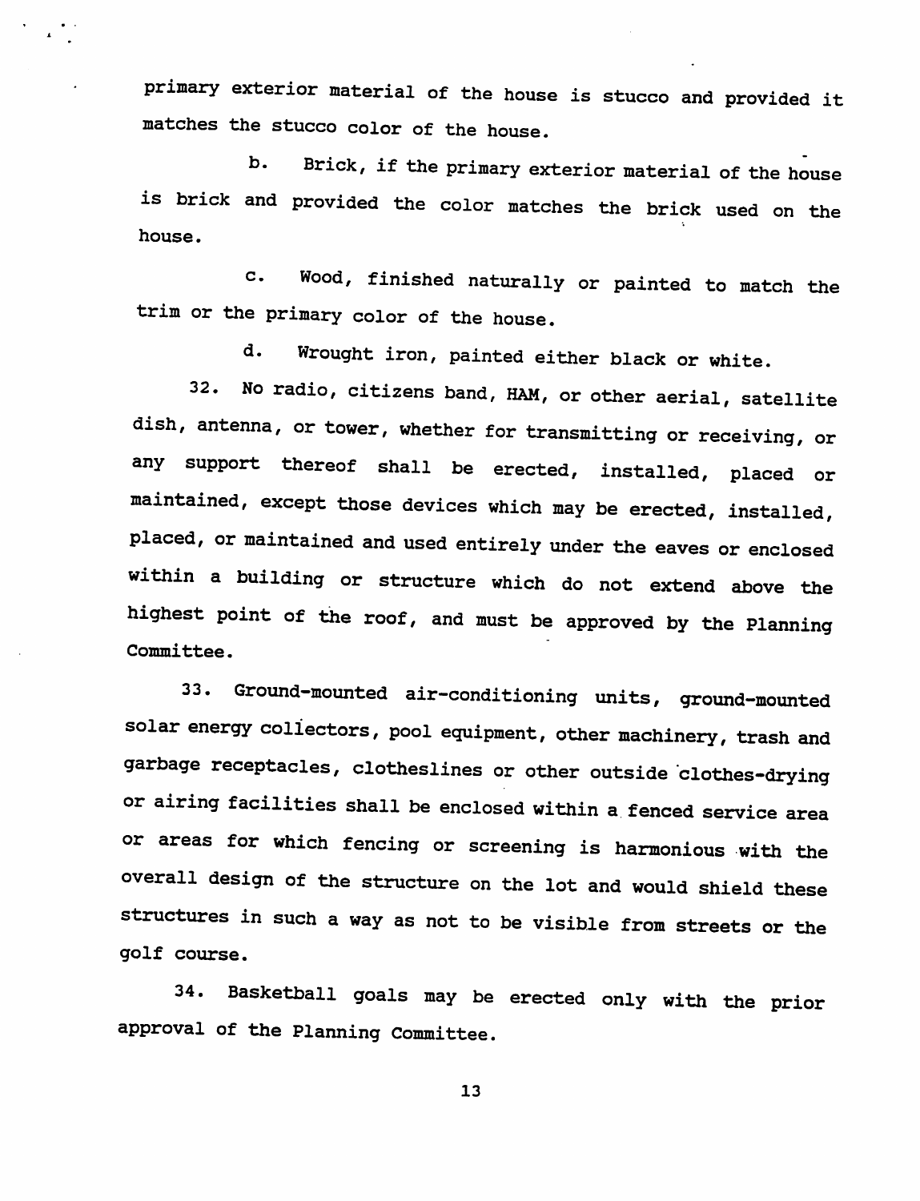primary exterior material of the house is stucco and provided it matches the stucco color of the house.

b. Brick, if the primary exterior material of the house is brick and provided the color matches the brick used on the house.

c. Wood, finished naturally or painted to match the trim or the primary color of the house.

d. Wrought iron, painted either black or white.

32. No radio, citizens band, HAM, or other aerial, satellite dish, antenna, or tower, whether for transmitting or receiving, or any support thereof shall be erected, installed, placed or maintained, except those devices which may be erected, installed, placed, or maintained and used entirely under the eaves or enclosed within a building or structure which do not extend above the highest point of the roof, and must be approved by the Planning Committee.

33. Ground-mounted air-conditioning units, ground-mounted solar energy collectors, pool equipment, other machinery, trash and garbage receptacles, clotheslines or other outside clothes-drying or airing facilities shall be enclosed within a fenced service area or areas for which fencing or screening is harmonious with the overall design of the structure on the lot and would shield these structures in such a way as not to be visible from streets or the golf course.

34. Basketball goals may be erected only with the prior approval of the Planning Committee.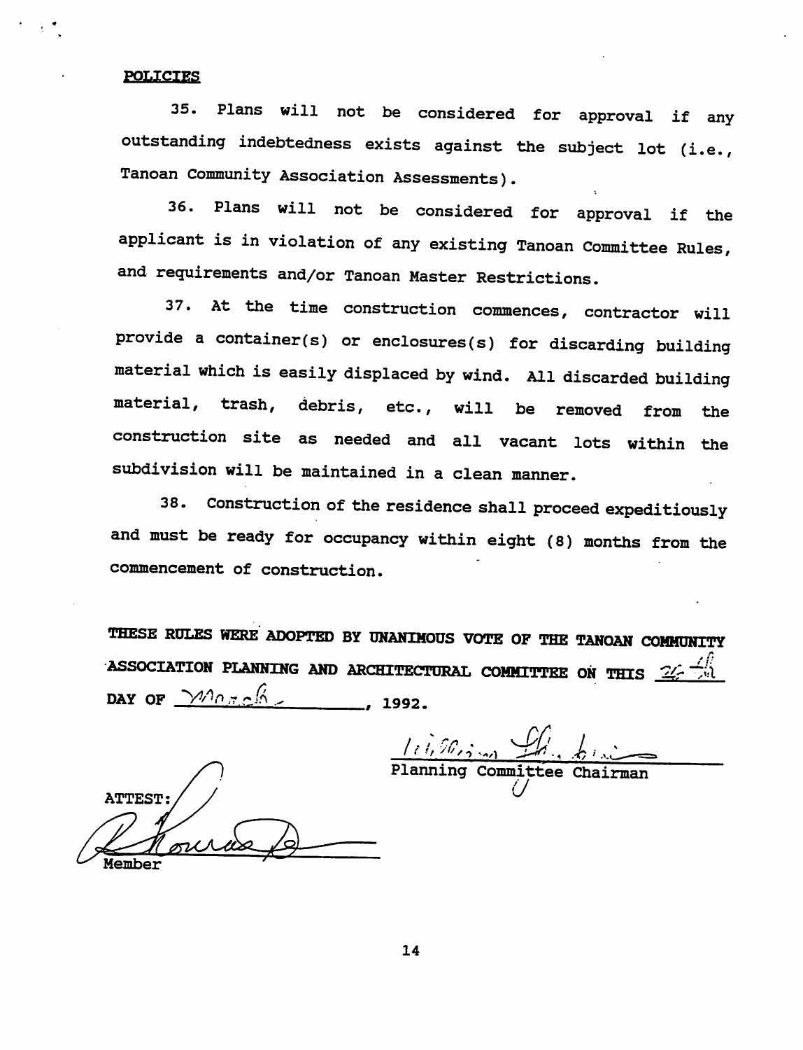**POLICIES**

35. Plans will not be considered for approval if any outstanding indebtedness exists against the subject lot (i.e., Tanoan Community Association Assessments).

36. Plans will not be considered for approval if the applicant is in violation of any existing Tanoan Committee Rules, and requirements and/or Tanoan Master Restrictions.

37. At the time construction commences, contractor will provide a container(s) or enclosures(s) for discarding building material which is easily displaced by wind. All discarded building material, trash, debris, etc., will be removed from the construction site as needed and all vacant lots within the subdivision will be maintained in a clean manner.

38. Construction of the residence shall proceed expeditiously and must be ready for occupancy within eight (8) months from the commencement of construction.

**THESE RULES WERE ADOPTED BY UNANIMOUS VOTE OF THE TANOAN COMMUNITY ASSOCIATION PLANNING AND ARCHITECTURAL COMMITTEE ON THIS 26th DAY OF March, 1992.**

Planning Committee Chairman

ATTEST:

Member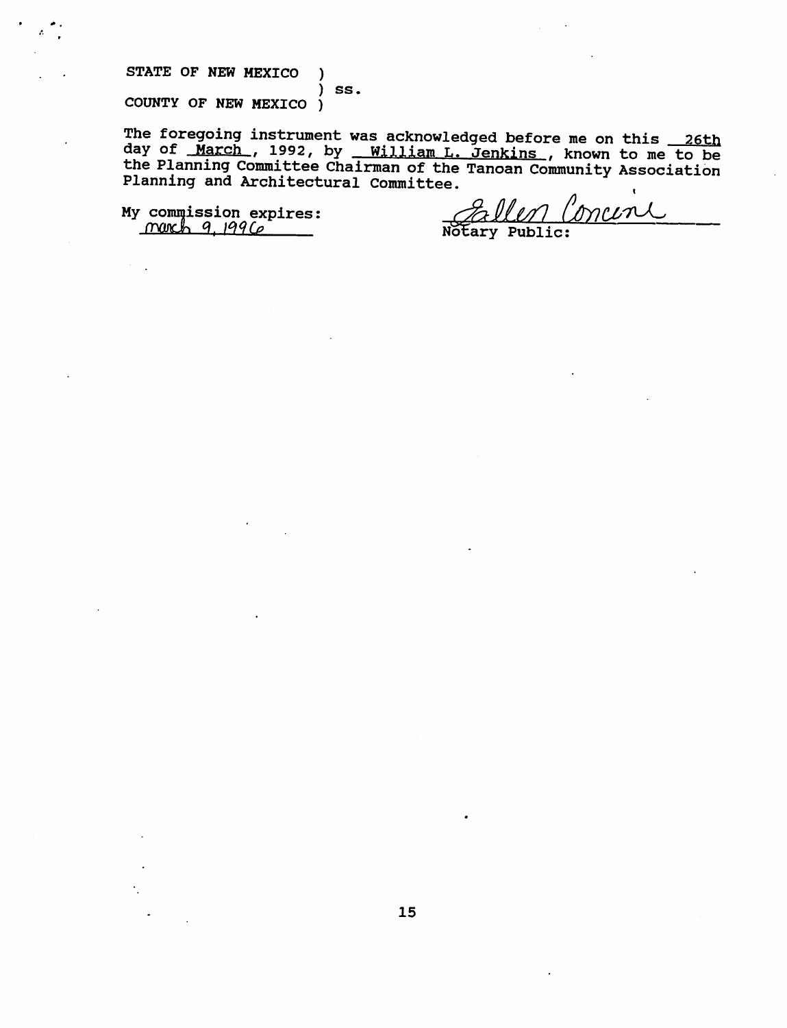STATE OF NEW MEXICO )
) ss.
COUNTY OF NEW MEXICO )

The foregoing instrument was acknowledged before me on this 26th day of March, 1992, by William L. Jenkins, known to me to be the Planning Committee Chairman of the Tanoan Community Association Planning and Architectural Committee.

My commission expires: March 9, 1996

Ellen Concini
Notary Public: